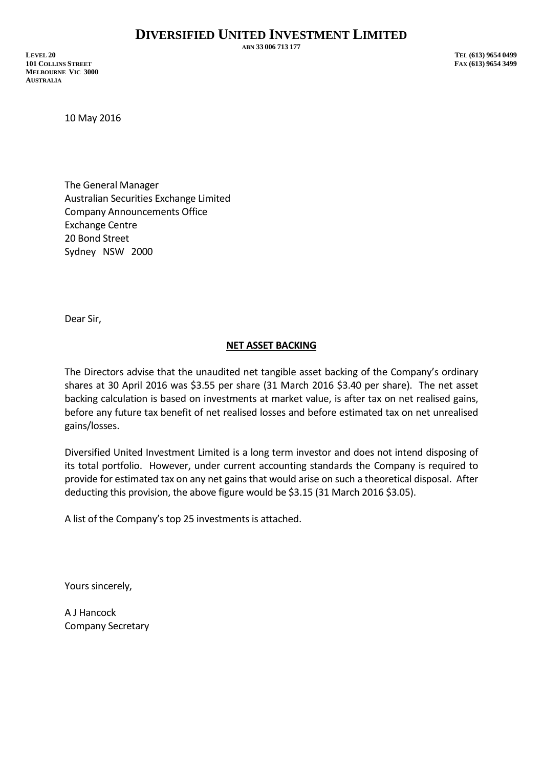# DIVERSIFIED UNITED INVESTMENT LIMITED

ABN 33 006 713 177

LEVEL 20
101 COLLINS STREET
MELBOURNE VIC 3000
AUSTRALIA

TEL (613) 9654 0499
FAX (613) 9654 3499

10 May 2016

The General Manager
Australian Securities Exchange Limited
Company Announcements Office
Exchange Centre
20 Bond Street
Sydney NSW 2000

Dear Sir,

**NET ASSET BACKING**

The Directors advise that the unaudited net tangible asset backing of the Company's ordinary shares at 30 April 2016 was $3.55 per share (31 March 2016 $3.40 per share). The net asset backing calculation is based on investments at market value, is after tax on net realised gains, before any future tax benefit of net realised losses and before estimated tax on net unrealised gains/losses.

Diversified United Investment Limited is a long term investor and does not intend disposing of its total portfolio. However, under current accounting standards the Company is required to provide for estimated tax on any net gains that would arise on such a theoretical disposal. After deducting this provision, the above figure would be $3.15 (31 March 2016 $3.05).

A list of the Company's top 25 investments is attached.

Yours sincerely,

A J Hancock
Company Secretary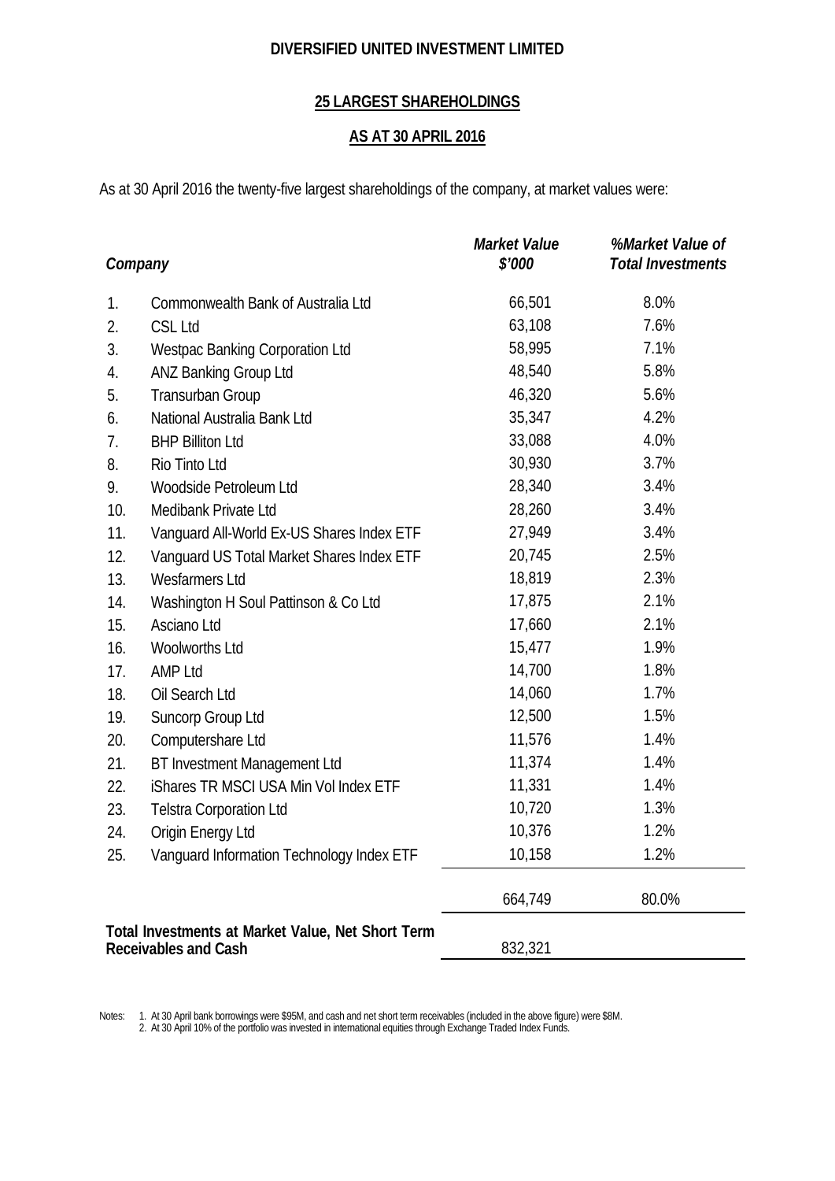**DIVERSIFIED UNITED INVESTMENT LIMITED**

**25 LARGEST SHAREHOLDINGS**

**AS AT 30 APRIL 2016**

As at 30 April 2016 the twenty-five largest shareholdings of the company, at market values were:

| | *Company* | *Market Value $'000* | *%Market Value of Total Investments* |
|---|---|---|---|
| 1. | Commonwealth Bank of Australia Ltd | 66,501 | 8.0% |
| 2. | CSL Ltd | 63,108 | 7.6% |
| 3. | Westpac Banking Corporation Ltd | 58,995 | 7.1% |
| 4. | ANZ Banking Group Ltd | 48,540 | 5.8% |
| 5. | Transurban Group | 46,320 | 5.6% |
| 6. | National Australia Bank Ltd | 35,347 | 4.2% |
| 7. | BHP Billiton Ltd | 33,088 | 4.0% |
| 8. | Rio Tinto Ltd | 30,930 | 3.7% |
| 9. | Woodside Petroleum Ltd | 28,340 | 3.4% |
| 10. | Medibank Private Ltd | 28,260 | 3.4% |
| 11. | Vanguard All-World Ex-US Shares Index ETF | 27,949 | 3.4% |
| 12. | Vanguard US Total Market Shares Index ETF | 20,745 | 2.5% |
| 13. | Wesfarmers Ltd | 18,819 | 2.3% |
| 14. | Washington H Soul Pattinson & Co Ltd | 17,875 | 2.1% |
| 15. | Asciano Ltd | 17,660 | 2.1% |
| 16. | Woolworths Ltd | 15,477 | 1.9% |
| 17. | AMP Ltd | 14,700 | 1.8% |
| 18. | Oil Search Ltd | 14,060 | 1.7% |
| 19. | Suncorp Group Ltd | 12,500 | 1.5% |
| 20. | Computershare Ltd | 11,576 | 1.4% |
| 21. | BT Investment Management Ltd | 11,374 | 1.4% |
| 22. | iShares TR MSCI USA Min Vol Index ETF | 11,331 | 1.4% |
| 23. | Telstra Corporation Ltd | 10,720 | 1.3% |
| 24. | Origin Energy Ltd | 10,376 | 1.2% |
| 25. | Vanguard Information Technology Index ETF | 10,158 | 1.2% |
| | | 664,749 | 80.0% |
| | **Total Investments at Market Value, Net Short Term Receivables and Cash** | 832,321 | |

Notes: 1. At 30 April bank borrowings were $95M, and cash and net short term receivables (included in the above figure) were $8M.
2. At 30 April 10% of the portfolio was invested in international equities through Exchange Traded Index Funds.